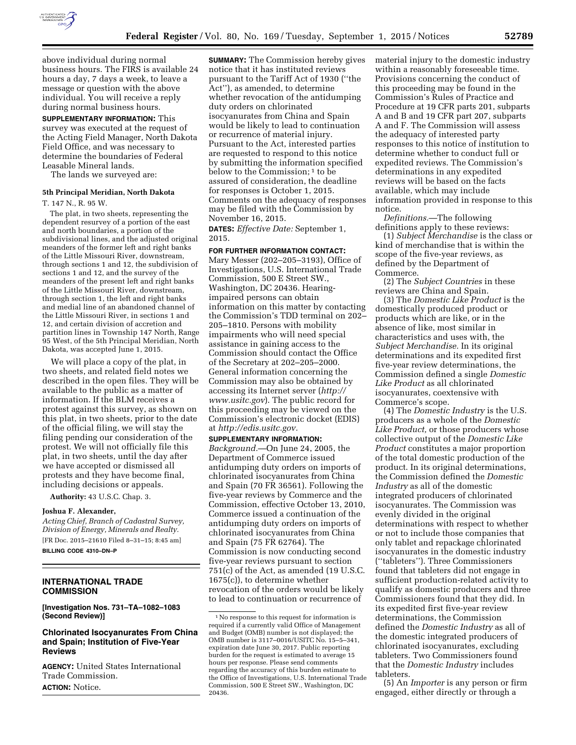above individual during normal business hours. The FIRS is available 24 hours a day, 7 days a week, to leave a message or question with the above individual. You will receive a reply during normal business hours.

**SUPPLEMENTARY INFORMATION:** This survey was executed at the request of the Acting Field Manager, North Dakota Field Office, and was necessary to determine the boundaries of Federal Leasable Mineral lands.

The lands we surveyed are:

**5th Principal Meridian, North Dakota**

T. 147 N., R. 95 W.

The plat, in two sheets, representing the dependent resurvey of a portion of the east and north boundaries, a portion of the subdivisional lines, and the adjusted original meanders of the former left and right banks of the Little Missouri River, downstream, through sections 1 and 12, the subdivision of sections 1 and 12, and the survey of the meanders of the present left and right banks of the Little Missouri River, downstream, through section 1, the left and right banks and medial line of an abandoned channel of the Little Missouri River, in sections 1 and 12, and certain division of accretion and partition lines in Township 147 North, Range 95 West, of the 5th Principal Meridian, North Dakota, was accepted June 1, 2015.

We will place a copy of the plat, in two sheets, and related field notes we described in the open files. They will be available to the public as a matter of information. If the BLM receives a protest against this survey, as shown on this plat, in two sheets, prior to the date of the official filing, we will stay the filing pending our consideration of the protest. We will not officially file this plat, in two sheets, until the day after we have accepted or dismissed all protests and they have become final, including decisions or appeals.

**Authority:** 43 U.S.C. Chap. 3.

**Joshua F. Alexander,**

*Acting Chief, Branch of Cadastral Survey, Division of Energy, Minerals and Realty.*

[FR Doc. 2015–21610 Filed 8–31–15; 8:45 am]

**BILLING CODE 4310–DN–P**

## INTERNATIONAL TRADE COMMISSION

**[Investigation Nos. 731–TA–1082–1083 (Second Review)]**

### Chlorinated Isocyanurates From China and Spain; Institution of Five-Year Reviews

**AGENCY:** United States International Trade Commission.

**ACTION:** Notice.

**SUMMARY:** The Commission hereby gives notice that it has instituted reviews pursuant to the Tariff Act of 1930 (''the Act''), as amended, to determine whether revocation of the antidumping duty orders on chlorinated isocyanurates from China and Spain would be likely to lead to continuation or recurrence of material injury. Pursuant to the Act, interested parties are requested to respond to this notice by submitting the information specified below to the Commission; [1] to be assured of consideration, the deadline for responses is October 1, 2015. Comments on the adequacy of responses may be filed with the Commission by November 16, 2015.

**DATES:** *Effective Date:* September 1, 2015.

**FOR FURTHER INFORMATION CONTACT:** Mary Messer (202–205–3193), Office of Investigations, U.S. International Trade Commission, 500 E Street SW., Washington, DC 20436. Hearing-impaired persons can obtain information on this matter by contacting the Commission's TDD terminal on 202–205–1810. Persons with mobility impairments who will need special assistance in gaining access to the Commission should contact the Office of the Secretary at 202–205–2000. General information concerning the Commission may also be obtained by accessing its Internet server (*http://www.usitc.gov*). The public record for this proceeding may be viewed on the Commission's electronic docket (EDIS) at *http://edis.usitc.gov.*

**SUPPLEMENTARY INFORMATION:**

*Background.*—On June 24, 2005, the Department of Commerce issued antidumping duty orders on imports of chlorinated isocyanurates from China and Spain (70 FR 36561). Following the five-year reviews by Commerce and the Commission, effective October 13, 2010, Commerce issued a continuation of the antidumping duty orders on imports of chlorinated isocyanurates from China and Spain (75 FR 62764). The Commission is now conducting second five-year reviews pursuant to section 751(c) of the Act, as amended (19 U.S.C. 1675(c)), to determine whether revocation of the orders would be likely to lead to continuation or recurrence of material injury to the domestic industry within a reasonably foreseeable time. Provisions concerning the conduct of this proceeding may be found in the Commission's Rules of Practice and Procedure at 19 CFR parts 201, subparts A and B and 19 CFR part 207, subparts A and F. The Commission will assess the adequacy of interested party responses to this notice of institution to determine whether to conduct full or expedited reviews. The Commission's determinations in any expedited reviews will be based on the facts available, which may include information provided in response to this notice.

*Definitions.*—The following definitions apply to these reviews:

(1) *Subject Merchandise* is the class or kind of merchandise that is within the scope of the five-year reviews, as defined by the Department of Commerce.

(2) The *Subject Countries* in these reviews are China and Spain.

(3) The *Domestic Like Product* is the domestically produced product or products which are like, or in the absence of like, most similar in characteristics and uses with, the *Subject Merchandise.* In its original determinations and its expedited first five-year review determinations, the Commission defined a single *Domestic Like Product* as all chlorinated isocyanurates, coextensive with Commerce's scope.

(4) The *Domestic Industry* is the U.S. producers as a whole of the *Domestic Like Product,* or those producers whose collective output of the *Domestic Like Product* constitutes a major proportion of the total domestic production of the product. In its original determinations, the Commission defined the *Domestic Industry* as all of the domestic integrated producers of chlorinated isocyanurates. The Commission was evenly divided in the original determinations with respect to whether or not to include those companies that only tablet and repackage chlorinated isocyanurates in the domestic industry (''tableters''). Three Commissioners found that tableters did not engage in sufficient production-related activity to qualify as domestic producers and three Commissioners found that they did. In its expedited first five-year review determinations, the Commission defined the *Domestic Industry* as all of the domestic integrated producers of chlorinated isocyanurates, excluding tableters. Two Commissioners found that the *Domestic Industry* includes tableters.

(5) An *Importer* is any person or firm engaged, either directly or through a

[1] No response to this request for information is required if a currently valid Office of Management and Budget (OMB) number is not displayed; the OMB number is 3117–0016/USITC No. 15–5–341, expiration date June 30, 2017. Public reporting burden for the request is estimated to average 15 hours per response. Please send comments regarding the accuracy of this burden estimate to the Office of Investigations, U.S. International Trade Commission, 500 E Street SW., Washington, DC 20436.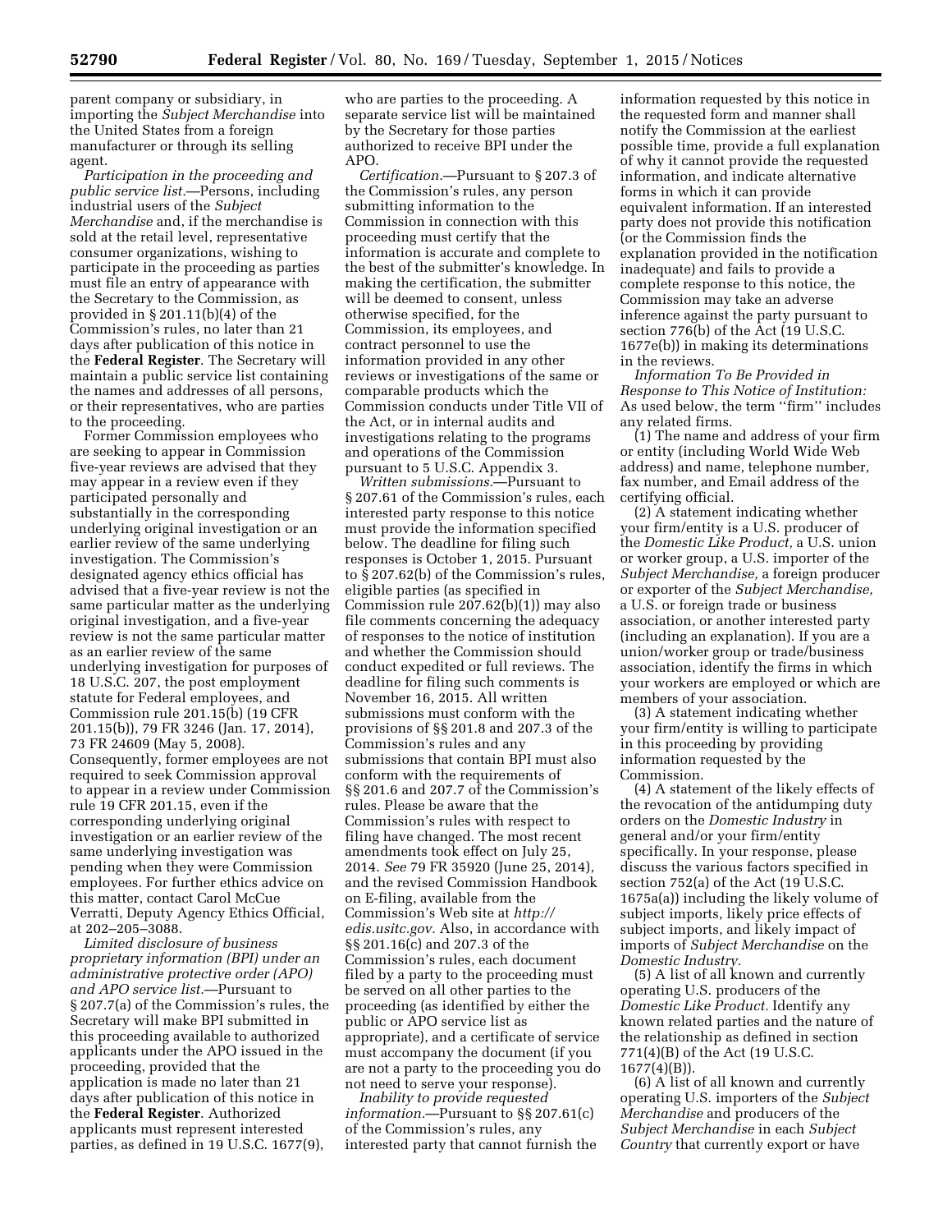parent company or subsidiary, in importing the *Subject Merchandise* into the United States from a foreign manufacturer or through its selling agent.

*Participation in the proceeding and public service list.*—Persons, including industrial users of the *Subject Merchandise* and, if the merchandise is sold at the retail level, representative consumer organizations, wishing to participate in the proceeding as parties must file an entry of appearance with the Secretary to the Commission, as provided in § 201.11(b)(4) of the Commission's rules, no later than 21 days after publication of this notice in the **Federal Register**. The Secretary will maintain a public service list containing the names and addresses of all persons, or their representatives, who are parties to the proceeding.

Former Commission employees who are seeking to appear in Commission five-year reviews are advised that they may appear in a review even if they participated personally and substantially in the corresponding underlying original investigation or an earlier review of the same underlying investigation. The Commission's designated agency ethics official has advised that a five-year review is not the same particular matter as the underlying original investigation, and a five-year review is not the same particular matter as an earlier review of the same underlying investigation for purposes of 18 U.S.C. 207, the post employment statute for Federal employees, and Commission rule 201.15(b) (19 CFR 201.15(b)), 79 FR 3246 (Jan. 17, 2014), 73 FR 24609 (May 5, 2008). Consequently, former employees are not required to seek Commission approval to appear in a review under Commission rule 19 CFR 201.15, even if the corresponding underlying original investigation or an earlier review of the same underlying investigation was pending when they were Commission employees. For further ethics advice on this matter, contact Carol McCue Verratti, Deputy Agency Ethics Official, at 202–205–3088.

*Limited disclosure of business proprietary information (BPI) under an administrative protective order (APO) and APO service list.*—Pursuant to § 207.7(a) of the Commission's rules, the Secretary will make BPI submitted in this proceeding available to authorized applicants under the APO issued in the proceeding, provided that the application is made no later than 21 days after publication of this notice in the **Federal Register**. Authorized applicants must represent interested parties, as defined in 19 U.S.C. 1677(9), who are parties to the proceeding. A separate service list will be maintained by the Secretary for those parties authorized to receive BPI under the APO.

*Certification.*—Pursuant to § 207.3 of the Commission's rules, any person submitting information to the Commission in connection with this proceeding must certify that the information is accurate and complete to the best of the submitter's knowledge. In making the certification, the submitter will be deemed to consent, unless otherwise specified, for the Commission, its employees, and contract personnel to use the information provided in any other reviews or investigations of the same or comparable products which the Commission conducts under Title VII of the Act, or in internal audits and investigations relating to the programs and operations of the Commission pursuant to 5 U.S.C. Appendix 3.

*Written submissions.*—Pursuant to § 207.61 of the Commission's rules, each interested party response to this notice must provide the information specified below. The deadline for filing such responses is October 1, 2015. Pursuant to § 207.62(b) of the Commission's rules, eligible parties (as specified in Commission rule 207.62(b)(1)) may also file comments concerning the adequacy of responses to the notice of institution and whether the Commission should conduct expedited or full reviews. The deadline for filing such comments is November 16, 2015. All written submissions must conform with the provisions of §§ 201.8 and 207.3 of the Commission's rules and any submissions that contain BPI must also conform with the requirements of §§ 201.6 and 207.7 of the Commission's rules. Please be aware that the Commission's rules with respect to filing have changed. The most recent amendments took effect on July 25, 2014. *See* 79 FR 35920 (June 25, 2014), and the revised Commission Handbook on E-filing, available from the Commission's Web site at *http://edis.usitc.gov.* Also, in accordance with §§ 201.16(c) and 207.3 of the Commission's rules, each document filed by a party to the proceeding must be served on all other parties to the proceeding (as identified by either the public or APO service list as appropriate), and a certificate of service must accompany the document (if you are not a party to the proceeding you do not need to serve your response).

*Inability to provide requested information.*—Pursuant to §§ 207.61(c) of the Commission's rules, any interested party that cannot furnish the information requested by this notice in the requested form and manner shall notify the Commission at the earliest possible time, provide a full explanation of why it cannot provide the requested information, and indicate alternative forms in which it can provide equivalent information. If an interested party does not provide this notification (or the Commission finds the explanation provided in the notification inadequate) and fails to provide a complete response to this notice, the Commission may take an adverse inference against the party pursuant to section 776(b) of the Act (19 U.S.C. 1677e(b)) in making its determinations in the reviews.

*Information To Be Provided in Response to This Notice of Institution:* As used below, the term "firm" includes any related firms.

(1) The name and address of your firm or entity (including World Wide Web address) and name, telephone number, fax number, and Email address of the certifying official.

(2) A statement indicating whether your firm/entity is a U.S. producer of the *Domestic Like Product,* a U.S. union or worker group, a U.S. importer of the *Subject Merchandise,* a foreign producer or exporter of the *Subject Merchandise,* a U.S. or foreign trade or business association, or another interested party (including an explanation). If you are a union/worker group or trade/business association, identify the firms in which your workers are employed or which are members of your association.

(3) A statement indicating whether your firm/entity is willing to participate in this proceeding by providing information requested by the Commission.

(4) A statement of the likely effects of the revocation of the antidumping duty orders on the *Domestic Industry* in general and/or your firm/entity specifically. In your response, please discuss the various factors specified in section 752(a) of the Act (19 U.S.C. 1675a(a)) including the likely volume of subject imports, likely price effects of subject imports, and likely impact of imports of *Subject Merchandise* on the *Domestic Industry.*

(5) A list of all known and currently operating U.S. producers of the *Domestic Like Product.* Identify any known related parties and the nature of the relationship as defined in section 771(4)(B) of the Act (19 U.S.C. 1677(4)(B)).

(6) A list of all known and currently operating U.S. importers of the *Subject Merchandise* and producers of the *Subject Merchandise* in each *Subject Country* that currently export or have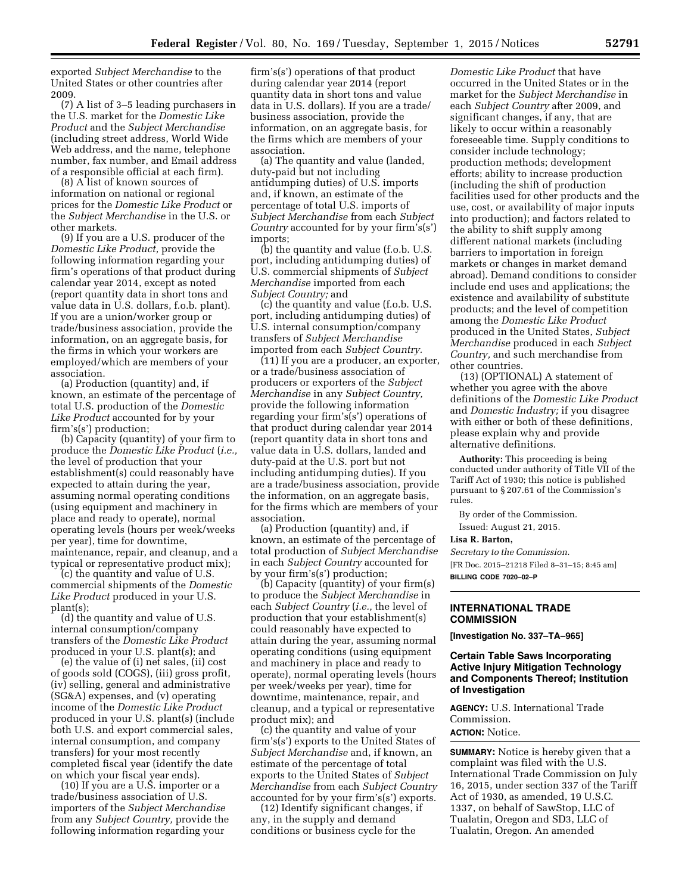exported *Subject Merchandise* to the United States or other countries after 2009.

(7) A list of 3–5 leading purchasers in the U.S. market for the *Domestic Like Product* and the *Subject Merchandise* (including street address, World Wide Web address, and the name, telephone number, fax number, and Email address of a responsible official at each firm).

(8) A list of known sources of information on national or regional prices for the *Domestic Like Product* or the *Subject Merchandise* in the U.S. or other markets.

(9) If you are a U.S. producer of the *Domestic Like Product,* provide the following information regarding your firm's operations of that product during calendar year 2014, except as noted (report quantity data in short tons and value data in U.S. dollars, f.o.b. plant). If you are a union/worker group or trade/business association, provide the information, on an aggregate basis, for the firms in which your workers are employed/which are members of your association.

(a) Production (quantity) and, if known, an estimate of the percentage of total U.S. production of the *Domestic Like Product* accounted for by your firm's(s') production;

(b) Capacity (quantity) of your firm to produce the *Domestic Like Product* (*i.e.,* the level of production that your establishment(s) could reasonably have expected to attain during the year, assuming normal operating conditions (using equipment and machinery in place and ready to operate), normal operating levels (hours per week/weeks per year), time for downtime, maintenance, repair, and cleanup, and a typical or representative product mix);

(c) the quantity and value of U.S. commercial shipments of the *Domestic Like Product* produced in your U.S. plant(s);

(d) the quantity and value of U.S. internal consumption/company transfers of the *Domestic Like Product* produced in your U.S. plant(s); and

(e) the value of (i) net sales, (ii) cost of goods sold (COGS), (iii) gross profit, (iv) selling, general and administrative (SG&A) expenses, and (v) operating income of the *Domestic Like Product* produced in your U.S. plant(s) (include both U.S. and export commercial sales, internal consumption, and company transfers) for your most recently completed fiscal year (identify the date on which your fiscal year ends).

(10) If you are a U.S. importer or a trade/business association of U.S. importers of the *Subject Merchandise* from any *Subject Country,* provide the following information regarding your firm's(s') operations of that product during calendar year 2014 (report quantity data in short tons and value data in U.S. dollars). If you are a trade/business association, provide the information, on an aggregate basis, for the firms which are members of your association.

(a) The quantity and value (landed, duty-paid but not including antidumping duties) of U.S. imports and, if known, an estimate of the percentage of total U.S. imports of *Subject Merchandise* from each *Subject Country* accounted for by your firm's(s') imports;

(b) the quantity and value (f.o.b. U.S. port, including antidumping duties) of U.S. commercial shipments of *Subject Merchandise* imported from each *Subject Country;* and

(c) the quantity and value (f.o.b. U.S. port, including antidumping duties) of U.S. internal consumption/company transfers of *Subject Merchandise* imported from each *Subject Country.*

(11) If you are a producer, an exporter, or a trade/business association of producers or exporters of the *Subject Merchandise* in any *Subject Country,* provide the following information regarding your firm's(s') operations of that product during calendar year 2014 (report quantity data in short tons and value data in U.S. dollars, landed and duty-paid at the U.S. port but not including antidumping duties). If you are a trade/business association, provide the information, on an aggregate basis, for the firms which are members of your association.

(a) Production (quantity) and, if known, an estimate of the percentage of total production of *Subject Merchandise* in each *Subject Country* accounted for by your firm's(s') production;

(b) Capacity (quantity) of your firm(s) to produce the *Subject Merchandise* in each *Subject Country* (*i.e.,* the level of production that your establishment(s) could reasonably have expected to attain during the year, assuming normal operating conditions (using equipment and machinery in place and ready to operate), normal operating levels (hours per week/weeks per year), time for downtime, maintenance, repair, and cleanup, and a typical or representative product mix); and

(c) the quantity and value of your firm's(s') exports to the United States of *Subject Merchandise* and, if known, an estimate of the percentage of total exports to the United States of *Subject Merchandise* from each *Subject Country* accounted for by your firm's(s') exports.

(12) Identify significant changes, if any, in the supply and demand conditions or business cycle for the *Domestic Like Product* that have occurred in the United States or in the market for the *Subject Merchandise* in each *Subject Country* after 2009, and significant changes, if any, that are likely to occur within a reasonably foreseeable time. Supply conditions to consider include technology; production methods; development efforts; ability to increase production (including the shift of production facilities used for other products and the use, cost, or availability of major inputs into production); and factors related to the ability to shift supply among different national markets (including barriers to importation in foreign markets or changes in market demand abroad). Demand conditions to consider include end uses and applications; the existence and availability of substitute products; and the level of competition among the *Domestic Like Product* produced in the United States, *Subject Merchandise* produced in each *Subject Country,* and such merchandise from other countries.

(13) (OPTIONAL) A statement of whether you agree with the above definitions of the *Domestic Like Product* and *Domestic Industry;* if you disagree with either or both of these definitions, please explain why and provide alternative definitions.

**Authority:** This proceeding is being conducted under authority of Title VII of the Tariff Act of 1930; this notice is published pursuant to § 207.61 of the Commission's rules.

By order of the Commission.

Issued: August 21, 2015.

**Lisa R. Barton,**

*Secretary to the Commission.*

[FR Doc. 2015–21218 Filed 8–31–15; 8:45 am]

**BILLING CODE 7020–02–P**

## INTERNATIONAL TRADE COMMISSION

**[Investigation No. 337–TA–965]**

### Certain Table Saws Incorporating Active Injury Mitigation Technology and Components Thereof; Institution of Investigation

**AGENCY:** U.S. International Trade Commission.

**ACTION:** Notice.

**SUMMARY:** Notice is hereby given that a complaint was filed with the U.S. International Trade Commission on July 16, 2015, under section 337 of the Tariff Act of 1930, as amended, 19 U.S.C. 1337, on behalf of SawStop, LLC of Tualatin, Oregon and SD3, LLC of Tualatin, Oregon. An amended